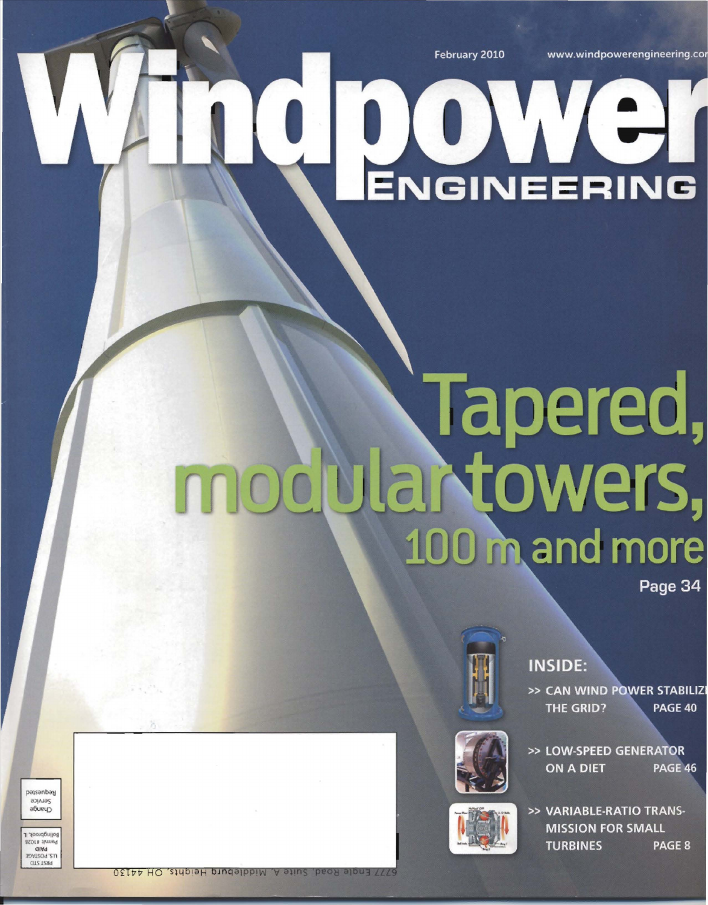February 2010 www.windpowerengineering.com

# Windpower ENGINEERING

## Tapered, modular towers, 100 m and more

Page 34

### INSIDE:

>> CAN WIND POWER STABILIZE THE GRID? PAGE 40

>> LOW-SPEED GENERATOR ON A DIET PAGE 46

>> VARIABLE-RATIO TRANSMISSION FOR SMALL TURBINES PAGE 8

6777 Engle Road, Suite A, Middleburg Heights, OH 44130

PRST STD U.S. POSTAGE PAID Bolingbrook, IL Permit #1028

Change Service Requested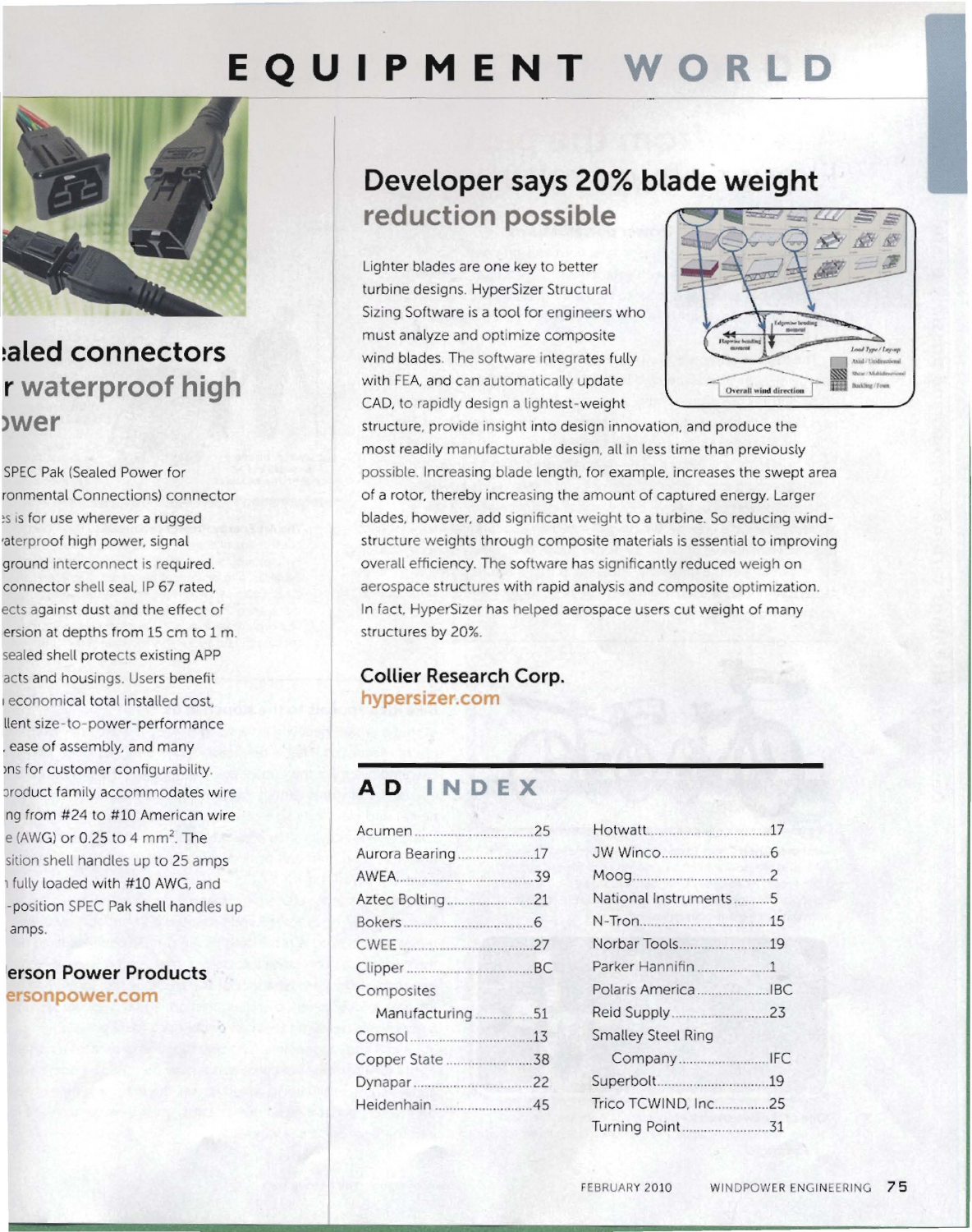# EQUIPMENT WORLD

## ...aled connectors ...r waterproof high ...ower

...SPEC Pak (Sealed Power for ...ronmental Connections) connector ...s is for use wherever a rugged ...aterproof high power, signal ...ground interconnect is required. ...connector shell seal, IP 67 rated, ...ects against dust and the effect of ...ersion at depths from 15 cm to 1 m. ...sealed shell protects existing APP ...acts and housings. Users benefit ...economical total installed cost, ...llent size-to-power-performance ..., ease of assembly, and many ...ons for customer configurability. ...product family accommodates wire ...ng from #24 to #10 American wire ...e (AWG) or 0.25 to 4 mm$^2$. The ...sition shell handles up to 25 amps ...fully loaded with #10 AWG, and ...-position SPEC Pak shell handles up ... amps.

**...erson Power Products**
...ersonpower.com

## Developer says 20% blade weight reduction possible

Lighter blades are one key to better turbine designs. HyperSizer Structural Sizing Software is a tool for engineers who must analyze and optimize composite wind blades. The software integrates fully with FEA, and can automatically update CAD, to rapidly design a lightest-weight structure, provide insight into design innovation, and produce the most readily manufacturable design, all in less time than previously possible. Increasing blade length, for example, increases the swept area of a rotor, thereby increasing the amount of captured energy. Larger blades, however, add significant weight to a turbine. So reducing wind-structure weights through composite materials is essential to improving overall efficiency. The software has significantly reduced weigh on aerospace structures with rapid analysis and composite optimization. In fact, HyperSizer has helped aerospace users cut weight of many structures by 20%.

**Collier Research Corp.**
hypersizer.com

## AD INDEX

| | | | |
|---|---|---|---|
| Acumen | 25 | Hotwatt | 17 |
| Aurora Bearing | 17 | JW Winco | 6 |
| AWEA | 39 | Moog | 2 |
| Aztec Bolting | 21 | National Instruments | 5 |
| Bokers | 6 | N-Tron | 15 |
| CWEE | 27 | Norbar Tools | 19 |
| Clipper | BC | Parker Hannifin | 1 |
| Composites Manufacturing | 51 | Polaris America | IBC |
| Comsol | 13 | Reid Supply | 23 |
| Copper State | 38 | Smalley Steel Ring Company | IFC |
| Dynapar | 22 | Superbolt | 19 |
| Heidenhain | 45 | Trico TCWIND, Inc. | 25 |
| | | Turning Point | 31 |